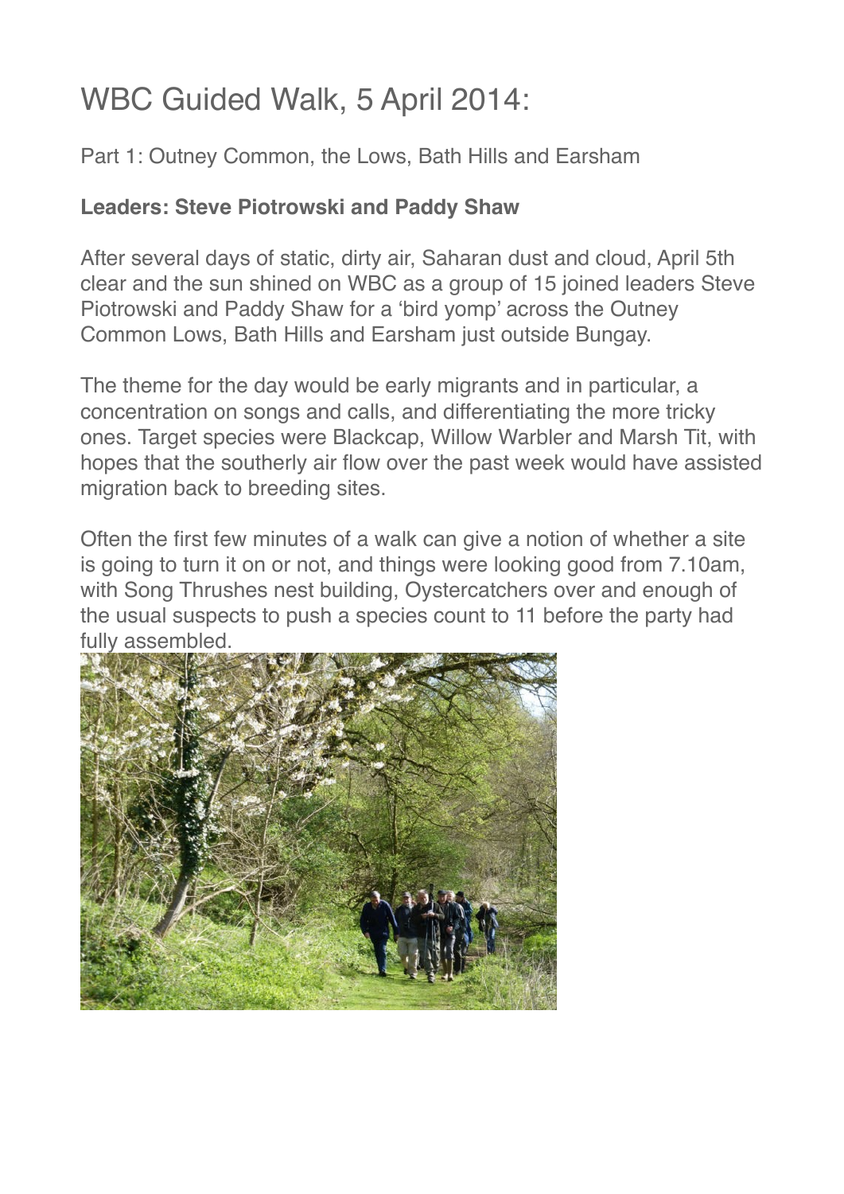# WBC Guided Walk, 5 April 2014:

Part 1: Outney Common, the Lows, Bath Hills and Earsham

**Leaders: Steve Piotrowski and Paddy Shaw**

After several days of static, dirty air, Saharan dust and cloud, April 5th clear and the sun shined on WBC as a group of 15 joined leaders Steve Piotrowski and Paddy Shaw for a 'bird yomp' across the Outney Common Lows, Bath Hills and Earsham just outside Bungay.

The theme for the day would be early migrants and in particular, a concentration on songs and calls, and differentiating the more tricky ones. Target species were Blackcap, Willow Warbler and Marsh Tit, with hopes that the southerly air flow over the past week would have assisted migration back to breeding sites.

Often the first few minutes of a walk can give a notion of whether a site is going to turn it on or not, and things were looking good from 7.10am, with Song Thrushes nest building, Oystercatchers over and enough of the usual suspects to push a species count to 11 before the party had fully assembled.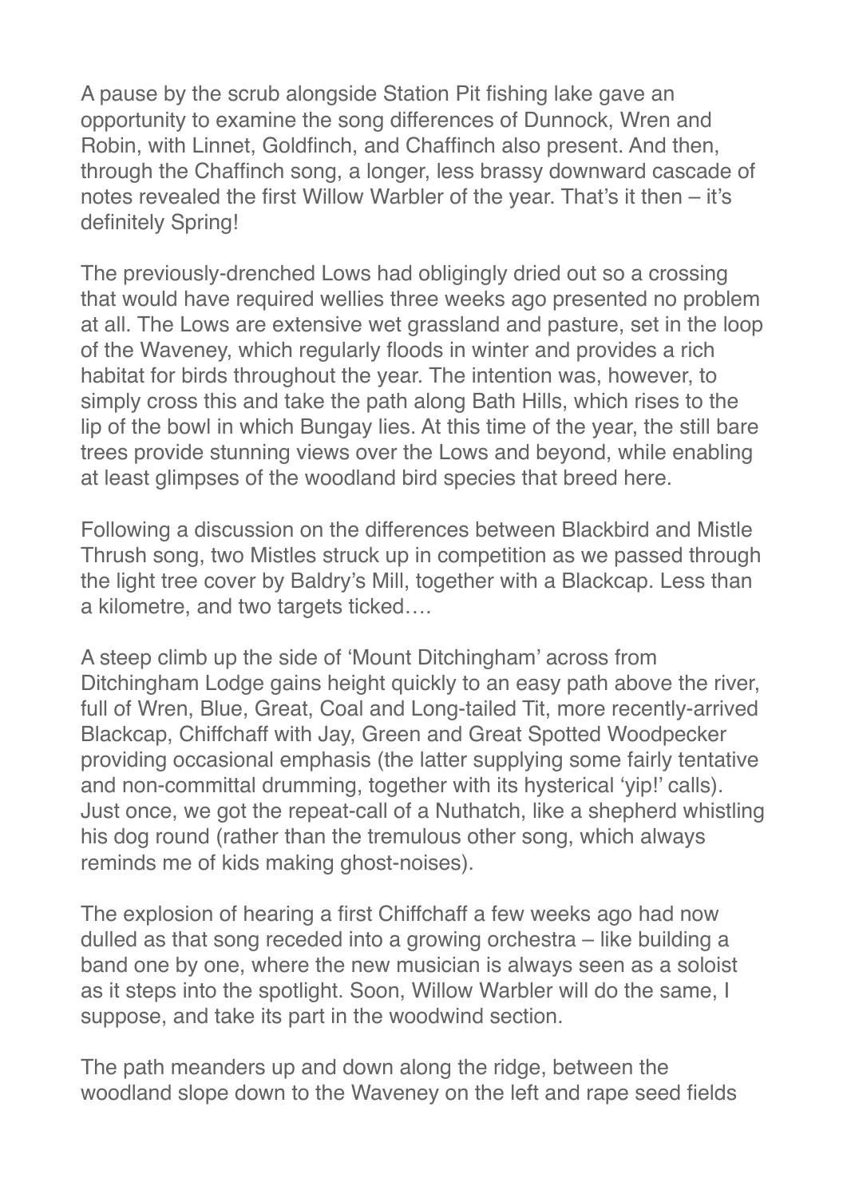A pause by the scrub alongside Station Pit fishing lake gave an opportunity to examine the song differences of Dunnock, Wren and Robin, with Linnet, Goldfinch, and Chaffinch also present. And then, through the Chaffinch song, a longer, less brassy downward cascade of notes revealed the first Willow Warbler of the year. That's it then – it's definitely Spring!

The previously-drenched Lows had obligingly dried out so a crossing that would have required wellies three weeks ago presented no problem at all. The Lows are extensive wet grassland and pasture, set in the loop of the Waveney, which regularly floods in winter and provides a rich habitat for birds throughout the year. The intention was, however, to simply cross this and take the path along Bath Hills, which rises to the lip of the bowl in which Bungay lies. At this time of the year, the still bare trees provide stunning views over the Lows and beyond, while enabling at least glimpses of the woodland bird species that breed here.

Following a discussion on the differences between Blackbird and Mistle Thrush song, two Mistles struck up in competition as we passed through the light tree cover by Baldry's Mill, together with a Blackcap. Less than a kilometre, and two targets ticked….

A steep climb up the side of 'Mount Ditchingham' across from Ditchingham Lodge gains height quickly to an easy path above the river, full of Wren, Blue, Great, Coal and Long-tailed Tit, more recently-arrived Blackcap, Chiffchaff with Jay, Green and Great Spotted Woodpecker providing occasional emphasis (the latter supplying some fairly tentative and non-committal drumming, together with its hysterical 'yip!' calls). Just once, we got the repeat-call of a Nuthatch, like a shepherd whistling his dog round (rather than the tremulous other song, which always reminds me of kids making ghost-noises).

The explosion of hearing a first Chiffchaff a few weeks ago had now dulled as that song receded into a growing orchestra – like building a band one by one, where the new musician is always seen as a soloist as it steps into the spotlight. Soon, Willow Warbler will do the same, I suppose, and take its part in the woodwind section.

The path meanders up and down along the ridge, between the woodland slope down to the Waveney on the left and rape seed fields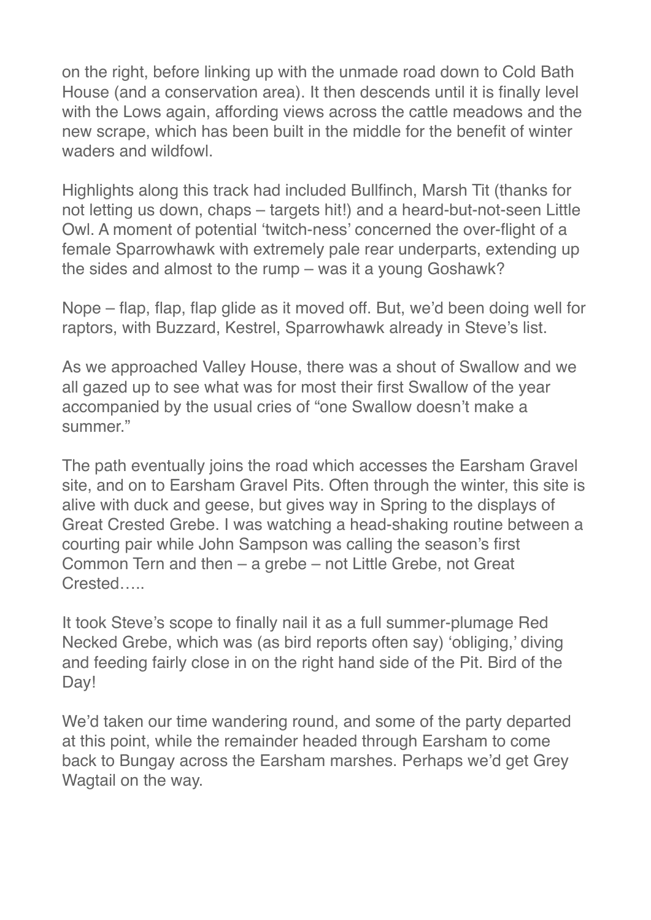on the right, before linking up with the unmade road down to Cold Bath House (and a conservation area). It then descends until it is finally level with the Lows again, affording views across the cattle meadows and the new scrape, which has been built in the middle for the benefit of winter waders and wildfowl.

Highlights along this track had included Bullfinch, Marsh Tit (thanks for not letting us down, chaps – targets hit!) and a heard-but-not-seen Little Owl. A moment of potential 'twitch-ness' concerned the over-flight of a female Sparrowhawk with extremely pale rear underparts, extending up the sides and almost to the rump – was it a young Goshawk?

Nope – flap, flap, flap glide as it moved off. But, we'd been doing well for raptors, with Buzzard, Kestrel, Sparrowhawk already in Steve's list.

As we approached Valley House, there was a shout of Swallow and we all gazed up to see what was for most their first Swallow of the year accompanied by the usual cries of "one Swallow doesn't make a summer."

The path eventually joins the road which accesses the Earsham Gravel site, and on to Earsham Gravel Pits. Often through the winter, this site is alive with duck and geese, but gives way in Spring to the displays of Great Crested Grebe. I was watching a head-shaking routine between a courting pair while John Sampson was calling the season's first Common Tern and then – a grebe – not Little Grebe, not Great Crested…..

It took Steve's scope to finally nail it as a full summer-plumage Red Necked Grebe, which was (as bird reports often say) 'obliging,' diving and feeding fairly close in on the right hand side of the Pit. Bird of the Day!

We'd taken our time wandering round, and some of the party departed at this point, while the remainder headed through Earsham to come back to Bungay across the Earsham marshes. Perhaps we'd get Grey Wagtail on the way.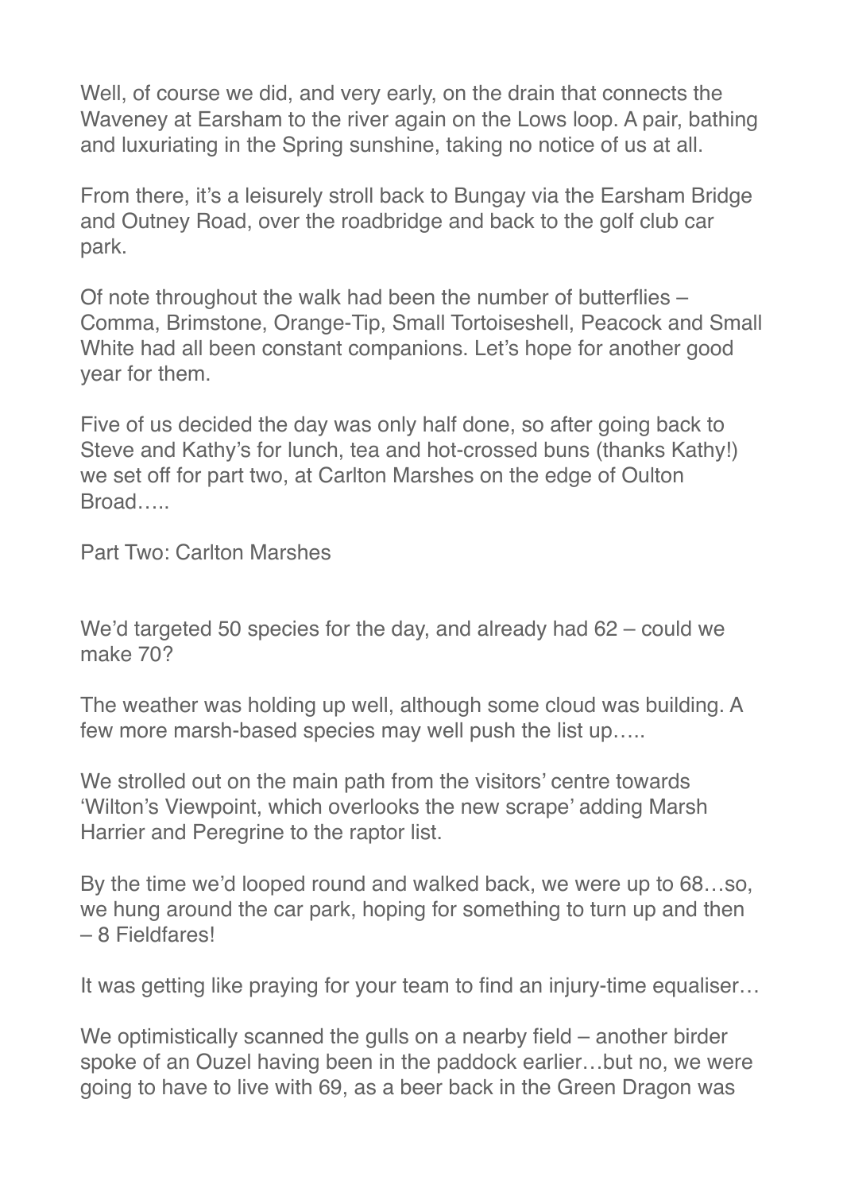Well, of course we did, and very early, on the drain that connects the Waveney at Earsham to the river again on the Lows loop. A pair, bathing and luxuriating in the Spring sunshine, taking no notice of us at all.

From there, it's a leisurely stroll back to Bungay via the Earsham Bridge and Outney Road, over the roadbridge and back to the golf club car park.

Of note throughout the walk had been the number of butterflies – Comma, Brimstone, Orange-Tip, Small Tortoiseshell, Peacock and Small White had all been constant companions. Let's hope for another good year for them.

Five of us decided the day was only half done, so after going back to Steve and Kathy's for lunch, tea and hot-crossed buns (thanks Kathy!) we set off for part two, at Carlton Marshes on the edge of Oulton Broad…..

## Part Two: Carlton Marshes

We'd targeted 50 species for the day, and already had 62 – could we make 70?

The weather was holding up well, although some cloud was building. A few more marsh-based species may well push the list up…..

We strolled out on the main path from the visitors' centre towards 'Wilton's Viewpoint, which overlooks the new scrape' adding Marsh Harrier and Peregrine to the raptor list.

By the time we'd looped round and walked back, we were up to 68…so, we hung around the car park, hoping for something to turn up and then – 8 Fieldfares!

It was getting like praying for your team to find an injury-time equaliser…

We optimistically scanned the gulls on a nearby field – another birder spoke of an Ouzel having been in the paddock earlier…but no, we were going to have to live with 69, as a beer back in the Green Dragon was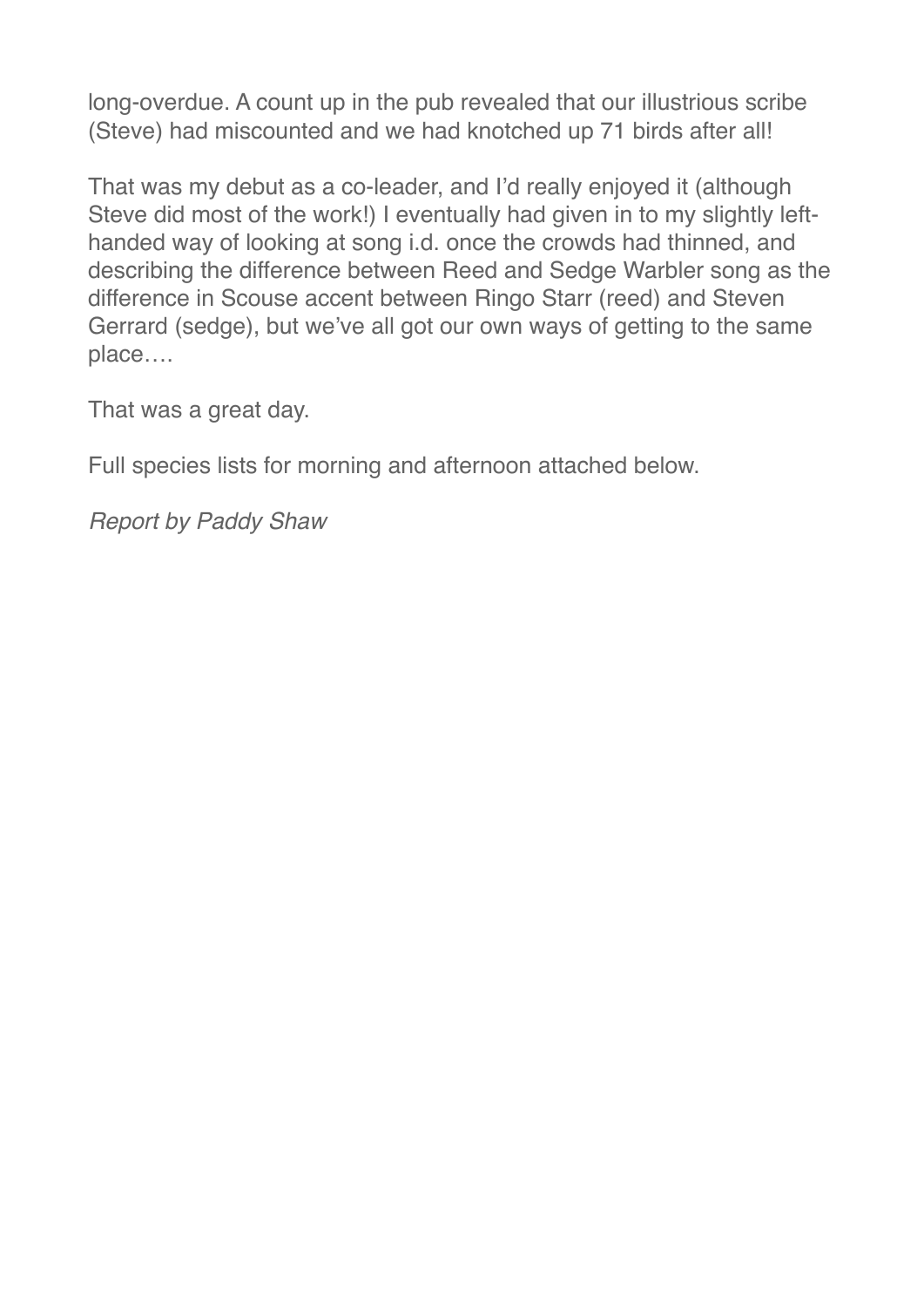long-overdue. A count up in the pub revealed that our illustrious scribe (Steve) had miscounted and we had knotched up 71 birds after all!

That was my debut as a co-leader, and I'd really enjoyed it (although Steve did most of the work!) I eventually had given in to my slightly left-handed way of looking at song i.d. once the crowds had thinned, and describing the difference between Reed and Sedge Warbler song as the difference in Scouse accent between Ringo Starr (reed) and Steven Gerrard (sedge), but we've all got our own ways of getting to the same place….

That was a great day.

Full species lists for morning and afternoon attached below.

*Report by Paddy Shaw*